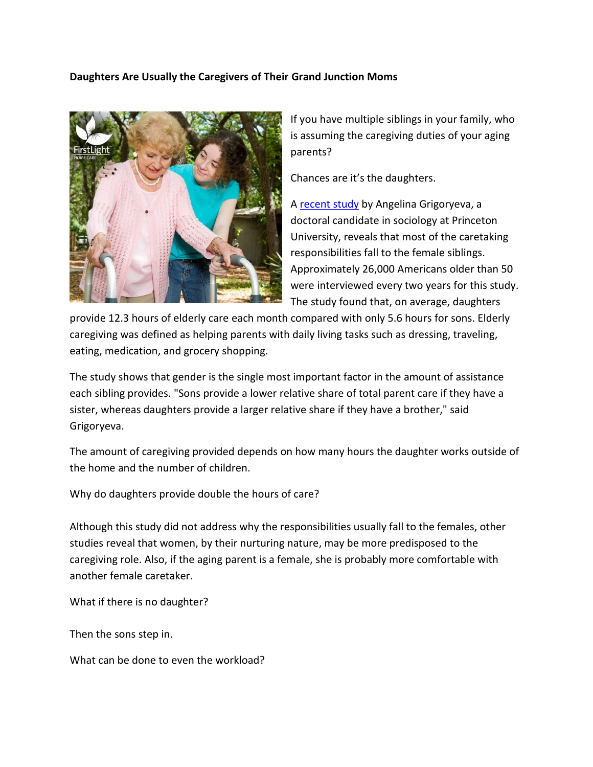**Daughters Are Usually the Caregivers of Their Grand Junction Moms**

If you have multiple siblings in your family, who is assuming the caregiving duties of your aging parents?

Chances are it's the daughters.

A recent study by Angelina Grigoryeva, a doctoral candidate in sociology at Princeton University, reveals that most of the caretaking responsibilities fall to the female siblings. Approximately 26,000 Americans older than 50 were interviewed every two years for this study. The study found that, on average, daughters provide 12.3 hours of elderly care each month compared with only 5.6 hours for sons. Elderly caregiving was defined as helping parents with daily living tasks such as dressing, traveling, eating, medication, and grocery shopping.

The study shows that gender is the single most important factor in the amount of assistance each sibling provides. "Sons provide a lower relative share of total parent care if they have a sister, whereas daughters provide a larger relative share if they have a brother," said Grigoryeva.

The amount of caregiving provided depends on how many hours the daughter works outside of the home and the number of children.

Why do daughters provide double the hours of care?

Although this study did not address why the responsibilities usually fall to the females, other studies reveal that women, by their nurturing nature, may be more predisposed to the caregiving role. Also, if the aging parent is a female, she is probably more comfortable with another female caretaker.

What if there is no daughter?

Then the sons step in.

What can be done to even the workload?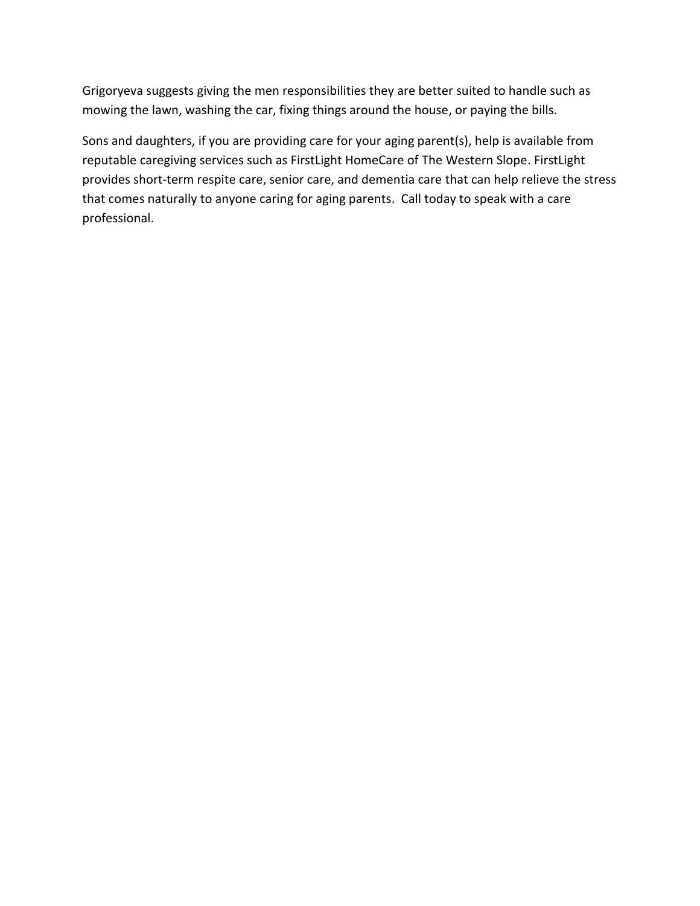Grigoryeva suggests giving the men responsibilities they are better suited to handle such as mowing the lawn, washing the car, fixing things around the house, or paying the bills.

Sons and daughters, if you are providing care for your aging parent(s), help is available from reputable caregiving services such as FirstLight HomeCare of The Western Slope. FirstLight provides short-term respite care, senior care, and dementia care that can help relieve the stress that comes naturally to anyone caring for aging parents. Call today to speak with a care professional.